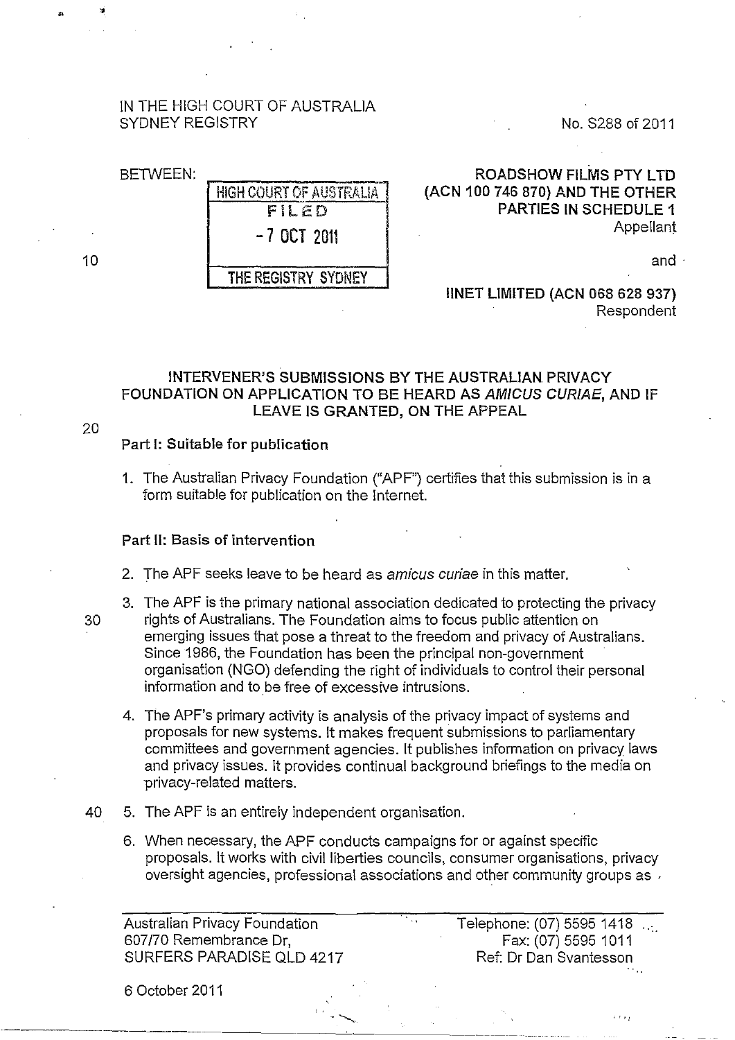IN THE HIGH COURT OF AUSTRALIA
SYDNEY REGISTRY

No. S288 of 2011

BETWEEN:

HIGH COURT OF AUSTRALIA
FILED
- 7 OCT 2011
THE REGISTRY SYDNEY

**ROADSHOW FILMS PTY LTD (ACN 100 746 870) AND THE OTHER PARTIES IN SCHEDULE 1**
Appellant

and

**IINET LIMITED (ACN 068 628 937)**
Respondent

## INTERVENER'S SUBMISSIONS BY THE AUSTRALIAN PRIVACY FOUNDATION ON APPLICATION TO BE HEARD AS *AMICUS CURIAE*, AND IF LEAVE IS GRANTED, ON THE APPEAL

### Part I: Suitable for publication

1. The Australian Privacy Foundation ("APF") certifies that this submission is in a form suitable for publication on the Internet.

### Part II: Basis of intervention

2. The APF seeks leave to be heard as *amicus curiae* in this matter.

3. The APF is the primary national association dedicated to protecting the privacy rights of Australians. The Foundation aims to focus public attention on emerging issues that pose a threat to the freedom and privacy of Australians. Since 1986, the Foundation has been the principal non-government organisation (NGO) defending the right of individuals to control their personal information and to be free of excessive intrusions.

4. The APF's primary activity is analysis of the privacy impact of systems and proposals for new systems. It makes frequent submissions to parliamentary committees and government agencies. It publishes information on privacy laws and privacy issues. It provides continual background briefings to the media on privacy-related matters.

5. The APF is an entirely independent organisation.

6. When necessary, the APF conducts campaigns for or against specific proposals. It works with civil liberties councils, consumer organisations, privacy oversight agencies, professional associations and other community groups as

Australian Privacy Foundation
607/70 Remembrance Dr,
SURFERS PARADISE QLD 4217

Telephone: (07) 5595 1418
Fax: (07) 5595 1011
Ref: Dr Dan Svantesson

6 October 2011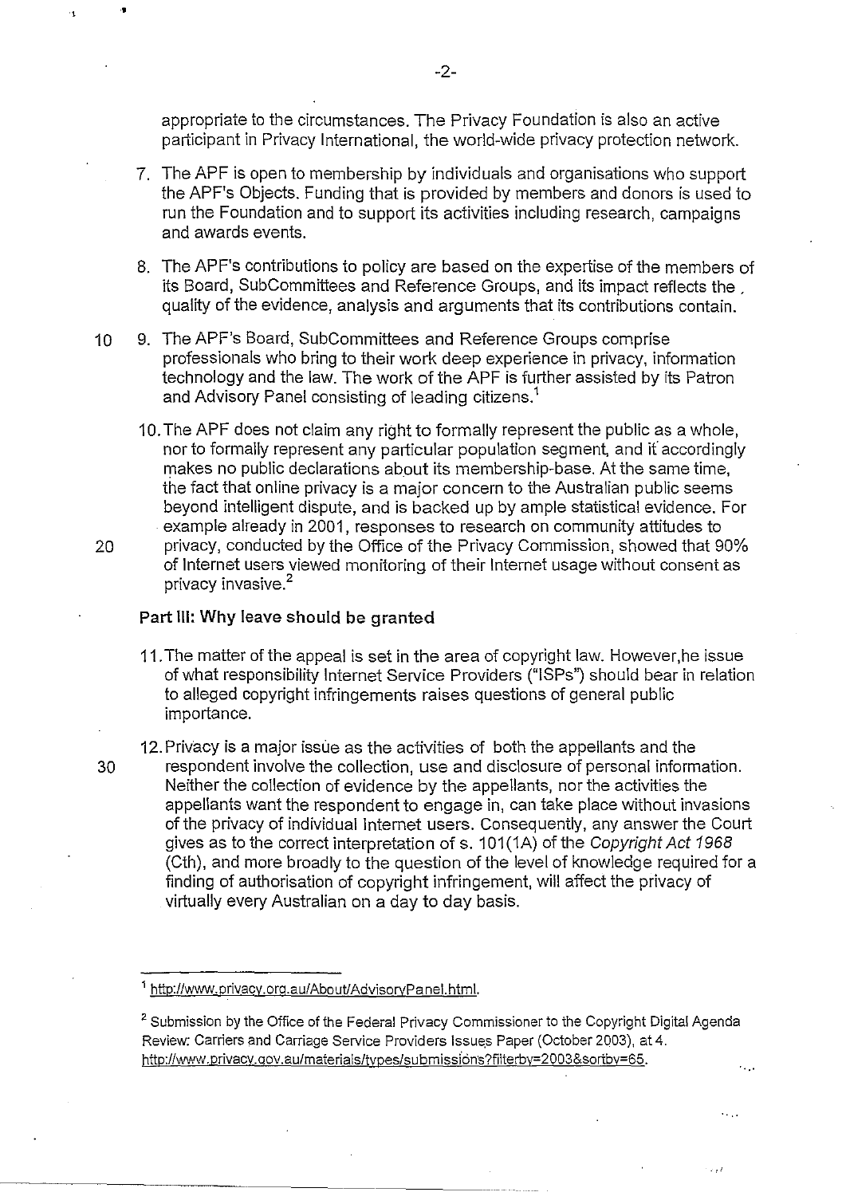appropriate to the circumstances. The Privacy Foundation is also an active participant in Privacy International, the world-wide privacy protection network.

7. The APF is open to membership by individuals and organisations who support the APF's Objects. Funding that is provided by members and donors is used to run the Foundation and to support its activities including research, campaigns and awards events.

8. The APF's contributions to policy are based on the expertise of the members of its Board, SubCommittees and Reference Groups, and its impact reflects the quality of the evidence, analysis and arguments that its contributions contain.

9. The APF's Board, SubCommittees and Reference Groups comprise professionals who bring to their work deep experience in privacy, information technology and the law. The work of the APF is further assisted by its Patron and Advisory Panel consisting of leading citizens.[1]

10. The APF does not claim any right to formally represent the public as a whole, nor to formally represent any particular population segment, and it accordingly makes no public declarations about its membership-base. At the same time, the fact that online privacy is a major concern to the Australian public seems beyond intelligent dispute, and is backed up by ample statistical evidence. For example already in 2001, responses to research on community attitudes to privacy, conducted by the Office of the Privacy Commission, showed that 90% of Internet users viewed monitoring of their Internet usage without consent as privacy invasive.[2]

**Part III: Why leave should be granted**

11. The matter of the appeal is set in the area of copyright law. However,he issue of what responsibility Internet Service Providers ("ISPs") should bear in relation to alleged copyright infringements raises questions of general public importance.

12. Privacy is a major issue as the activities of both the appellants and the respondent involve the collection, use and disclosure of personal information. Neither the collection of evidence by the appellants, nor the activities the appellants want the respondent to engage in, can take place without invasions of the privacy of individual Internet users. Consequently, any answer the Court gives as to the correct interpretation of s. 101(1A) of the *Copyright Act 1968* (Cth), and more broadly to the question of the level of knowledge required for a finding of authorisation of copyright infringement, will affect the privacy of virtually every Australian on a day to day basis.

---

[1] http://www.privacy.org.au/About/AdvisoryPanel.html.

[2] Submission by the Office of the Federal Privacy Commissioner to the Copyright Digital Agenda Review: Carriers and Carriage Service Providers Issues Paper (October 2003), at 4. http://www.privacy.gov.au/materials/types/submissions?filterby=2003&sortby=65.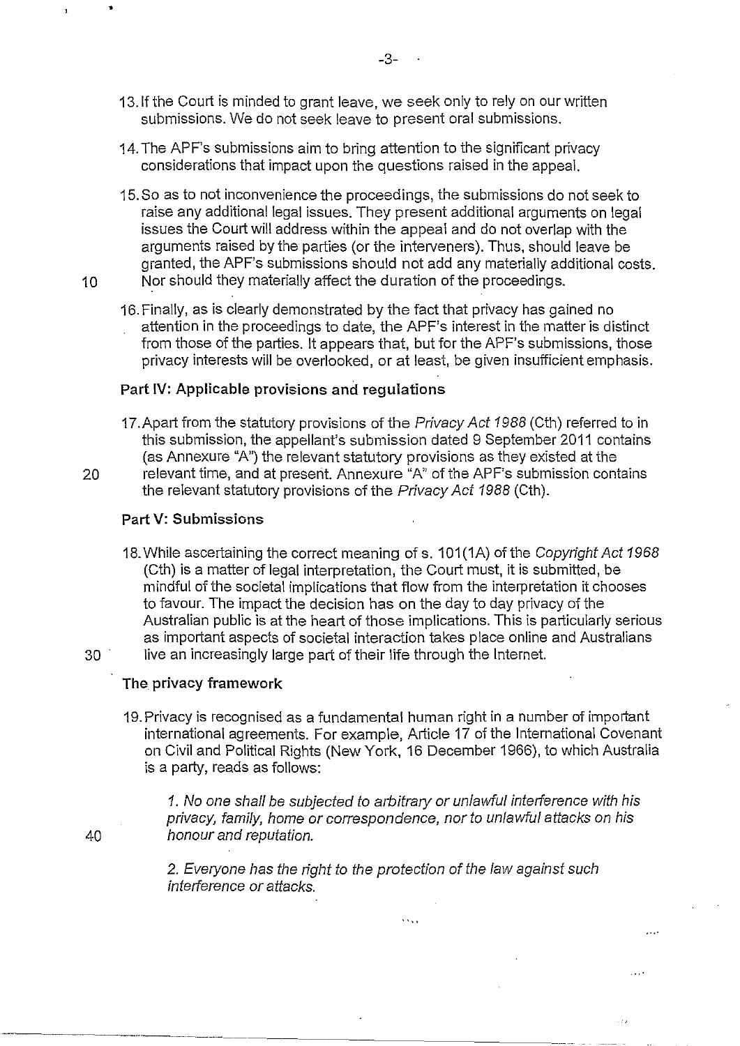13. If the Court is minded to grant leave, we seek only to rely on our written submissions. We do not seek leave to present oral submissions.

14. The APF's submissions aim to bring attention to the significant privacy considerations that impact upon the questions raised in the appeal.

15. So as to not inconvenience the proceedings, the submissions do not seek to raise any additional legal issues. They present additional arguments on legal issues the Court will address within the appeal and do not overlap with the arguments raised by the parties (or the interveners). Thus, should leave be granted, the APF's submissions should not add any materially additional costs. Nor should they materially affect the duration of the proceedings.

16. Finally, as is clearly demonstrated by the fact that privacy has gained no attention in the proceedings to date, the APF's interest in the matter is distinct from those of the parties. It appears that, but for the APF's submissions, those privacy interests will be overlooked, or at least, be given insufficient emphasis.

### Part IV: Applicable provisions and regulations

17. Apart from the statutory provisions of the *Privacy Act 1988* (Cth) referred to in this submission, the appellant's submission dated 9 September 2011 contains (as Annexure "A") the relevant statutory provisions as they existed at the relevant time, and at present. Annexure "A" of the APF's submission contains the relevant statutory provisions of the *Privacy Act 1988* (Cth).

### Part V: Submissions

18. While ascertaining the correct meaning of s. 101(1A) of the *Copyright Act 1968* (Cth) is a matter of legal interpretation, the Court must, it is submitted, be mindful of the societal implications that flow from the interpretation it chooses to favour. The impact the decision has on the day to day privacy of the Australian public is at the heart of those implications. This is particularly serious as important aspects of societal interaction takes place online and Australians live an increasingly large part of their life through the Internet.

#### The privacy framework

19. Privacy is recognised as a fundamental human right in a number of important international agreements. For example, Article 17 of the International Covenant on Civil and Political Rights (New York, 16 December 1966), to which Australia is a party, reads as follows:

> *1. No one shall be subjected to arbitrary or unlawful interference with his privacy, family, home or correspondence, nor to unlawful attacks on his honour and reputation.*
>
> *2. Everyone has the right to the protection of the law against such interference or attacks.*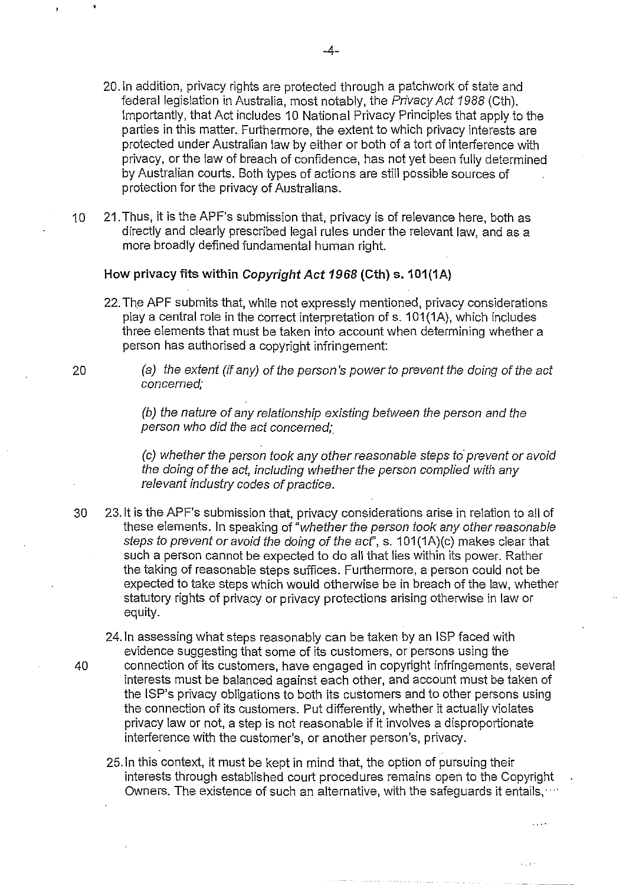20. In addition, privacy rights are protected through a patchwork of state and federal legislation in Australia, most notably, the *Privacy Act 1988* (Cth). Importantly, that Act includes 10 National Privacy Principles that apply to the parties in this matter. Furthermore, the extent to which privacy interests are protected under Australian law by either or both of a tort of interference with privacy, or the law of breach of confidence, has not yet been fully determined by Australian courts. Both types of actions are still possible sources of protection for the privacy of Australians.

21. Thus, it is the APF's submission that, privacy is of relevance here, both as directly and clearly prescribed legal rules under the relevant law, and as a more broadly defined fundamental human right.

**How privacy fits within *Copyright Act 1968* (Cth) s. 101(1A)**

22. The APF submits that, while not expressly mentioned, privacy considerations play a central role in the correct interpretation of s. 101(1A), which includes three elements that must be taken into account when determining whether a person has authorised a copyright infringement:

    *(a) the extent (if any) of the person's power to prevent the doing of the act concerned;*

    *(b) the nature of any relationship existing between the person and the person who did the act concerned;*

    *(c) whether the person took any other reasonable steps to prevent or avoid the doing of the act, including whether the person complied with any relevant industry codes of practice.*

23. It is the APF's submission that, privacy considerations arise in relation to all of these elements. In speaking of "*whether the person took any other reasonable steps to prevent or avoid the doing of the act*", s. 101(1A)(c) makes clear that such a person cannot be expected to do all that lies within its power. Rather the taking of reasonable steps suffices. Furthermore, a person could not be expected to take steps which would otherwise be in breach of the law, whether statutory rights of privacy or privacy protections arising otherwise in law or equity.

24. In assessing what steps reasonably can be taken by an ISP faced with evidence suggesting that some of its customers, or persons using the connection of its customers, have engaged in copyright infringements, several interests must be balanced against each other, and account must be taken of the ISP's privacy obligations to both its customers and to other persons using the connection of its customers. Put differently, whether it actually violates privacy law or not, a step is not reasonable if it involves a disproportionate interference with the customer's, or another person's, privacy.

25. In this context, it must be kept in mind that, the option of pursuing their interests through established court procedures remains open to the Copyright Owners. The existence of such an alternative, with the safeguards it entails,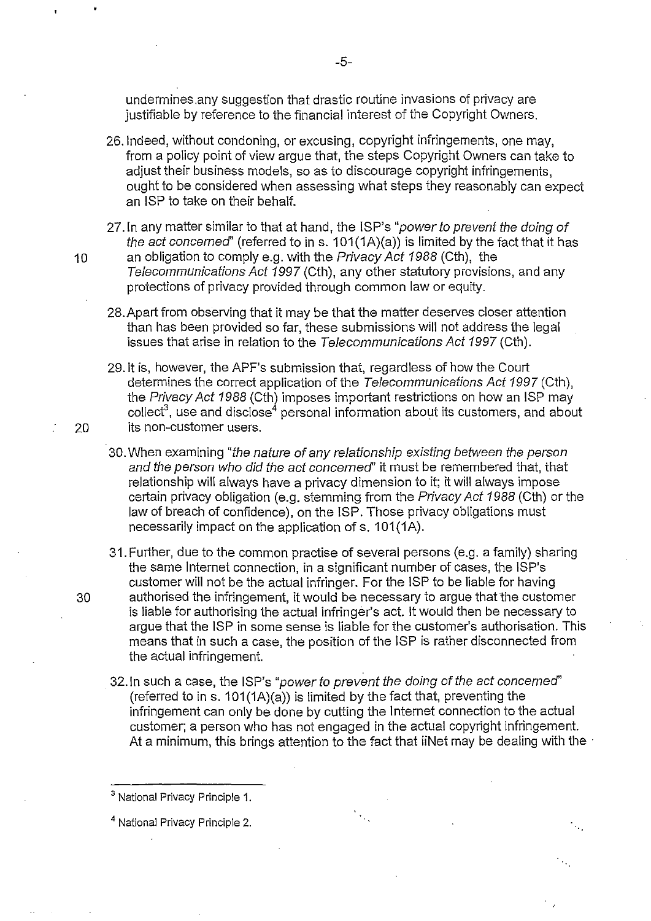undermines any suggestion that drastic routine invasions of privacy are justifiable by reference to the financial interest of the Copyright Owners.

26. Indeed, without condoning, or excusing, copyright infringements, one may, from a policy point of view argue that, the steps Copyright Owners can take to adjust their business models, so as to discourage copyright infringements, ought to be considered when assessing what steps they reasonably can expect an ISP to take on their behalf.

27. In any matter similar to that at hand, the ISP's *"power to prevent the doing of the act concerned"* (referred to in s. 101(1A)(a)) is limited by the fact that it has an obligation to comply e.g. with the *Privacy Act 1988* (Cth), the *Telecommunications Act 1997* (Cth), any other statutory provisions, and any protections of privacy provided through common law or equity.

28. Apart from observing that it may be that the matter deserves closer attention than has been provided so far, these submissions will not address the legal issues that arise in relation to the *Telecommunications Act 1997* (Cth).

29. It is, however, the APF's submission that, regardless of how the Court determines the correct application of the *Telecommunications Act 1997* (Cth), the *Privacy Act 1988* (Cth) imposes important restrictions on how an ISP may collect[3], use and disclose[4] personal information about its customers, and about its non-customer users.

30. When examining *"the nature of any relationship existing between the person and the person who did the act concerned"* it must be remembered that, that relationship will always have a privacy dimension to it; it will always impose certain privacy obligation (e.g. stemming from the *Privacy Act 1988* (Cth) or the law of breach of confidence), on the ISP. Those privacy obligations must necessarily impact on the application of s. 101(1A).

31. Further, due to the common practise of several persons (e.g. a family) sharing the same Internet connection, in a significant number of cases, the ISP's customer will not be the actual infringer. For the ISP to be liable for having authorised the infringement, it would be necessary to argue that the customer is liable for authorising the actual infringer's act. It would then be necessary to argue that the ISP in some sense is liable for the customer's authorisation. This means that in such a case, the position of the ISP is rather disconnected from the actual infringement.

32. In such a case, the ISP's *"power to prevent the doing of the act concerned"* (referred to in s. 101(1A)(a)) is limited by the fact that, preventing the infringement can only be done by cutting the Internet connection to the actual customer; a person who has not engaged in the actual copyright infringement. At a minimum, this brings attention to the fact that iiNet may be dealing with the

---

[3] National Privacy Principle 1.

[4] National Privacy Principle 2.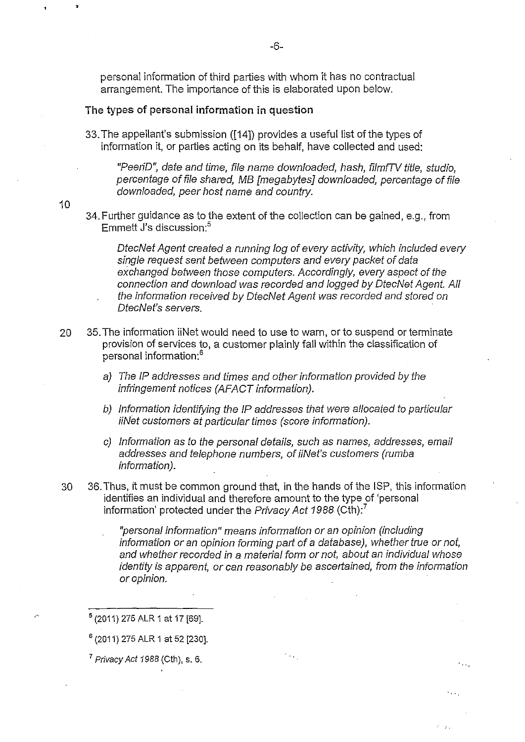personal information of third parties with whom it has no contractual arrangement. The importance of this is elaborated upon below.

### The types of personal information in question

33. The appellant's submission ([14]) provides a useful list of the types of information it, or parties acting on its behalf, have collected and used:

> *"PeeriD", date and time, file name downloaded, hash, film/TV title, studio, percentage of file shared, MB [megabytes] downloaded, percentage of file downloaded, peer host name and country.*

34. Further guidance as to the extent of the collection can be gained, e.g., from Emmett J's discussion:[5]

> *DtecNet Agent created a running log of every activity, which included every single request sent between computers and every packet of data exchanged between those computers. Accordingly, every aspect of the connection and download was recorded and logged by DtecNet Agent. All the information received by DtecNet Agent was recorded and stored on DtecNet's servers.*

35. The information iiNet would need to use to warn, or to suspend or terminate provision of services to, a customer plainly fall within the classification of personal information:[6]

   a) *The IP addresses and times and other information provided by the infringement notices (AFACT information).*

   b) *Information identifying the IP addresses that were allocated to particular iiNet customers at particular times (score information).*

   c) *Information as to the personal details, such as names, addresses, email addresses and telephone numbers, of iiNet's customers (rumba information).*

36. Thus, it must be common ground that, in the hands of the ISP, this information identifies an individual and therefore amount to the type of 'personal information' protected under the *Privacy Act 1988* (Cth):[7]

> *"personal information" means information or an opinion (including information or an opinion forming part of a database), whether true or not, and whether recorded in a material form or not, about an individual whose identity is apparent, or can reasonably be ascertained, from the information or opinion.*

---

[5] (2011) 275 ALR 1 at 17 [69].

[6] (2011) 275 ALR 1 at 52 [230].

[7] *Privacy Act 1988* (Cth), s. 6.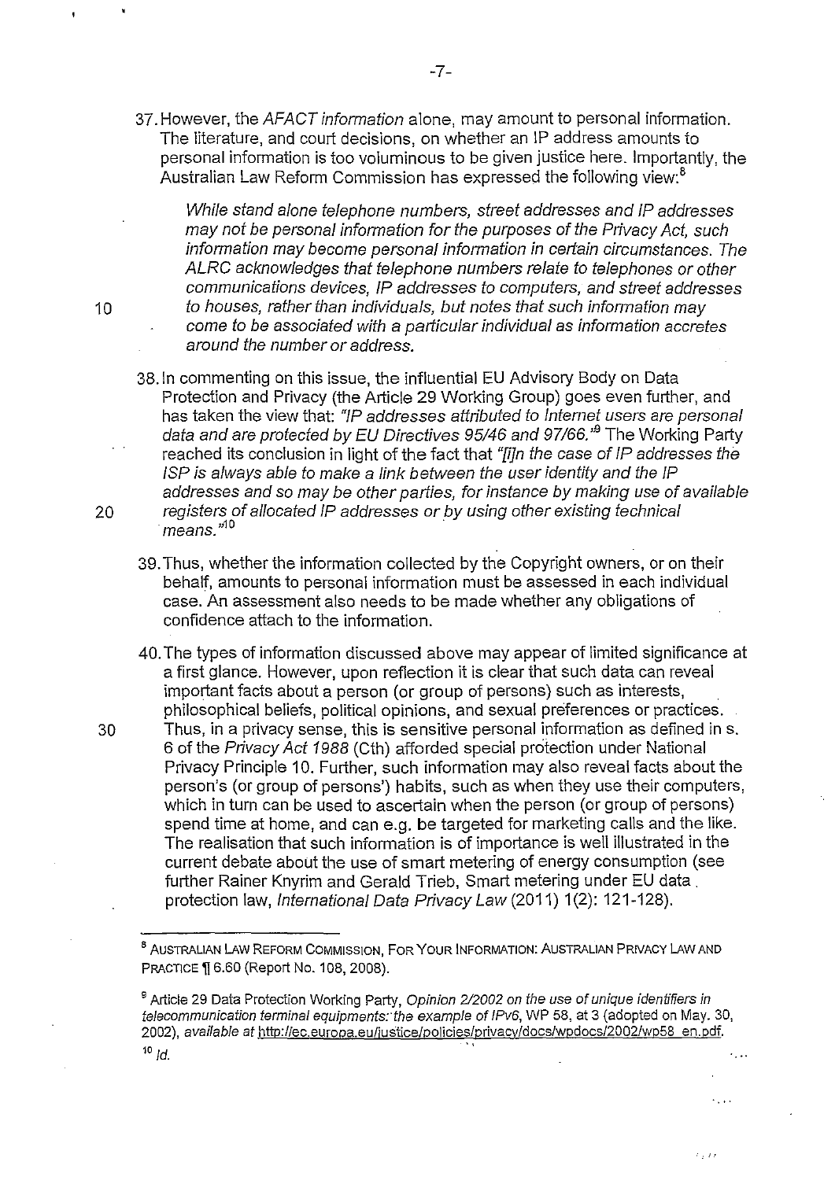37. However, the *AFACT information* alone, may amount to personal information. The literature, and court decisions, on whether an IP address amounts to personal information is too voluminous to be given justice here. Importantly, the Australian Law Reform Commission has expressed the following view:[8]

> *While stand alone telephone numbers, street addresses and IP addresses may not be personal information for the purposes of the Privacy Act, such information may become personal information in certain circumstances. The ALRC acknowledges that telephone numbers relate to telephones or other communications devices, IP addresses to computers, and street addresses to houses, rather than individuals, but notes that such information may come to be associated with a particular individual as information accretes around the number or address.*

38. In commenting on this issue, the influential EU Advisory Body on Data Protection and Privacy (the Article 29 Working Group) goes even further, and has taken the view that: *"IP addresses attributed to Internet users are personal data and are protected by EU Directives 95/46 and 97/66."*[9] The Working Party reached its conclusion in light of the fact that *"[i]n the case of IP addresses the ISP is always able to make a link between the user identity and the IP addresses and so may be other parties, for instance by making use of available registers of allocated IP addresses or by using other existing technical means."*[10]

39. Thus, whether the information collected by the Copyright owners, or on their behalf, amounts to personal information must be assessed in each individual case. An assessment also needs to be made whether any obligations of confidence attach to the information.

40. The types of information discussed above may appear of limited significance at a first glance. However, upon reflection it is clear that such data can reveal important facts about a person (or group of persons) such as interests, philosophical beliefs, political opinions, and sexual preferences or practices. Thus, in a privacy sense, this is sensitive personal information as defined in s. 6 of the *Privacy Act 1988* (Cth) afforded special protection under National Privacy Principle 10. Further, such information may also reveal facts about the person's (or group of persons') habits, such as when they use their computers, which in turn can be used to ascertain when the person (or group of persons) spend time at home, and can e.g. be targeted for marketing calls and the like. The realisation that such information is of importance is well illustrated in the current debate about the use of smart metering of energy consumption (see further Rainer Knyrim and Gerald Trieb, Smart metering under EU data protection law, *International Data Privacy Law* (2011) 1(2): 121-128).

---

[8] AUSTRALIAN LAW REFORM COMMISSION, FOR YOUR INFORMATION: AUSTRALIAN PRIVACY LAW AND PRACTICE ¶ 6.60 (Report No. 108, 2008).

[9] Article 29 Data Protection Working Party, *Opinion 2/2002 on the use of unique identifiers in telecommunication terminal equipments: the example of IPv6*, WP 58, at 3 (adopted on May. 30, 2002), *available at* http://ec.europa.eu/justice/policies/privacy/docs/wpdocs/2002/wp58_en.pdf.

[10] *Id.*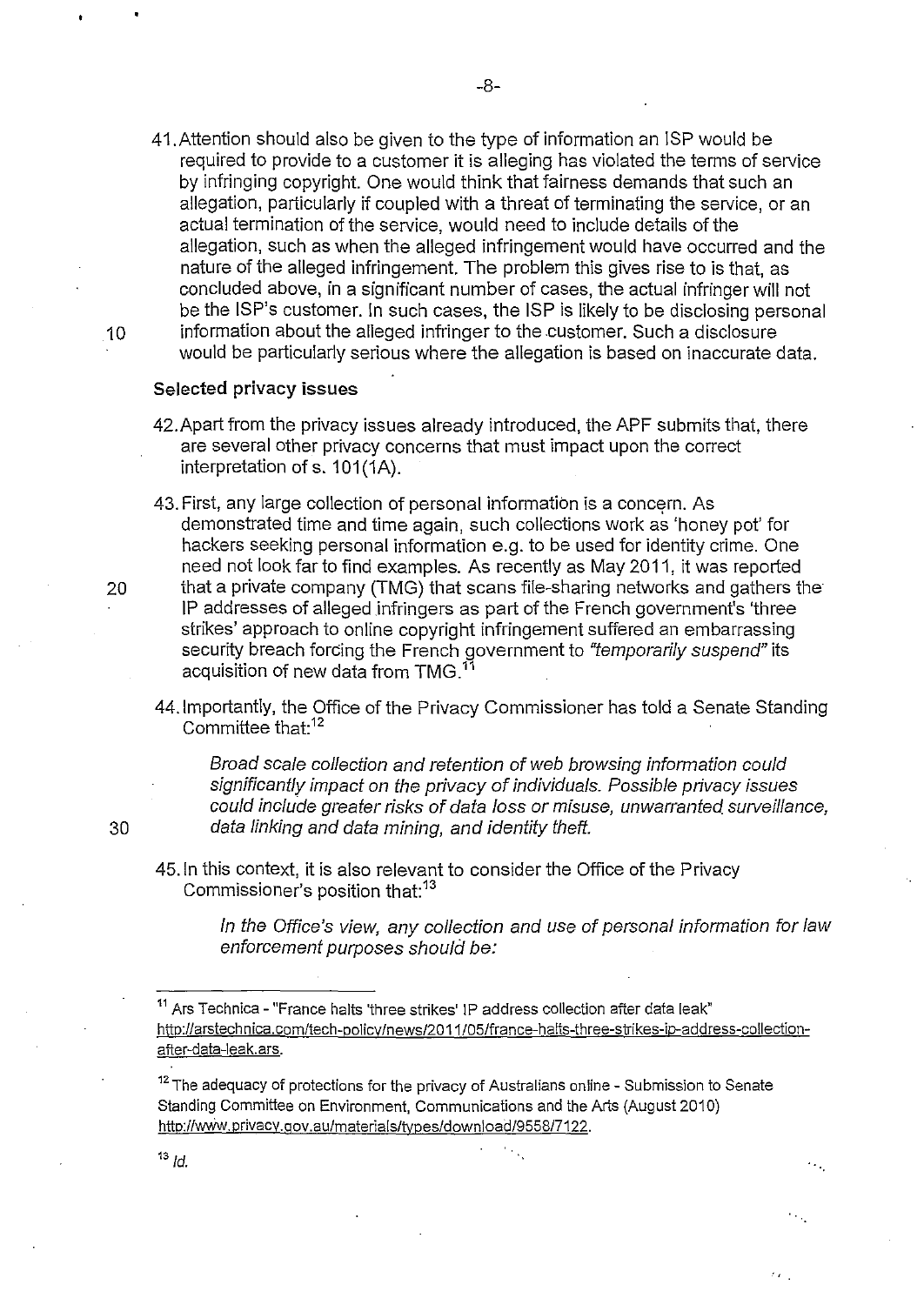41. Attention should also be given to the type of information an ISP would be required to provide to a customer it is alleging has violated the terms of service by infringing copyright. One would think that fairness demands that such an allegation, particularly if coupled with a threat of terminating the service, or an actual termination of the service, would need to include details of the allegation, such as when the alleged infringement would have occurred and the nature of the alleged infringement. The problem this gives rise to is that, as concluded above, in a significant number of cases, the actual infringer will not be the ISP's customer. In such cases, the ISP is likely to be disclosing personal information about the alleged infringer to the customer. Such a disclosure would be particularly serious where the allegation is based on inaccurate data.

**Selected privacy issues**

42. Apart from the privacy issues already introduced, the APF submits that, there are several other privacy concerns that must impact upon the correct interpretation of s. 101(1A).

43. First, any large collection of personal information is a concern. As demonstrated time and time again, such collections work as 'honey pot' for hackers seeking personal information e.g. to be used for identity crime. One need not look far to find examples. As recently as May 2011, it was reported that a private company (TMG) that scans file-sharing networks and gathers the IP addresses of alleged infringers as part of the French government's 'three strikes' approach to online copyright infringement suffered an embarrassing security breach forcing the French government to *"temporarily suspend"* its acquisition of new data from TMG.[11]

44. Importantly, the Office of the Privacy Commissioner has told a Senate Standing Committee that:[12]

> *Broad scale collection and retention of web browsing information could significantly impact on the privacy of individuals. Possible privacy issues could include greater risks of data loss or misuse, unwarranted surveillance, data linking and data mining, and identity theft.*

45. In this context, it is also relevant to consider the Office of the Privacy Commissioner's position that:[13]

> *In the Office's view, any collection and use of personal information for law enforcement purposes should be:*

---

[11] Ars Technica - "France halts 'three strikes' IP address collection after data leak" http://arstechnica.com/tech-policy/news/2011/05/france-halts-three-strikes-ip-address-collection-after-data-leak.ars.

[12] The adequacy of protections for the privacy of Australians online - Submission to Senate Standing Committee on Environment, Communications and the Arts (August 2010) http://www.privacy.gov.au/materials/types/download/9558/7122.

[13] *Id.*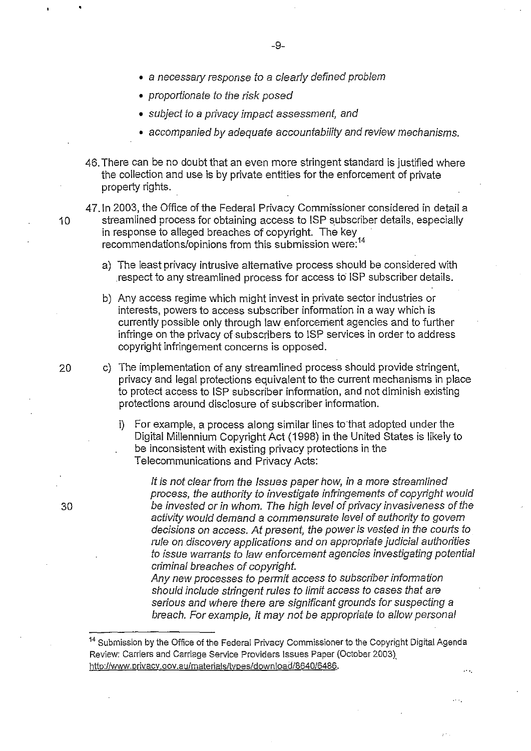- *a necessary response to a clearly defined problem*
- *proportionate to the risk posed*
- *subject to a privacy impact assessment, and*
- *accompanied by adequate accountability and review mechanisms.*

46. There can be no doubt that an even more stringent standard is justified where the collection and use is by private entities for the enforcement of private property rights.

47. In 2003, the Office of the Federal Privacy Commissioner considered in detail a streamlined process for obtaining access to ISP subscriber details, especially in response to alleged breaches of copyright. The key recommendations/opinions from this submission were:[14]

   a) The least privacy intrusive alternative process should be considered with respect to any streamlined process for access to ISP subscriber details.

   b) Any access regime which might invest in private sector industries or interests, powers to access subscriber information in a way which is currently possible only through law enforcement agencies and to further infringe on the privacy of subscribers to ISP services in order to address copyright infringement concerns is opposed.

   c) The implementation of any streamlined process should provide stringent, privacy and legal protections equivalent to the current mechanisms in place to protect access to ISP subscriber information, and not diminish existing protections around disclosure of subscriber information.

      i) For example, a process along similar lines to that adopted under the Digital Millennium Copyright Act (1998) in the United States is likely to be inconsistent with existing privacy protections in the Telecommunications and Privacy Acts:

      > *It is not clear from the Issues paper how, in a more streamlined process, the authority to investigate infringements of copyright would be invested or in whom. The high level of privacy invasiveness of the activity would demand a commensurate level of authority to govern decisions on access. At present, the power is vested in the courts to rule on discovery applications and on appropriate judicial authorities to issue warrants to law enforcement agencies investigating potential criminal breaches of copyright.*
      >
      > *Any new processes to permit access to subscriber information should include stringent rules to limit access to cases that are serious and where there are significant grounds for suspecting a breach. For example, it may not be appropriate to allow personal*

---

[14] Submission by the Office of the Federal Privacy Commissioner to the Copyright Digital Agenda Review: Carriers and Carriage Service Providers Issues Paper (October 2003). http://www.privacy.gov.au/materials/types/download/8640/6486.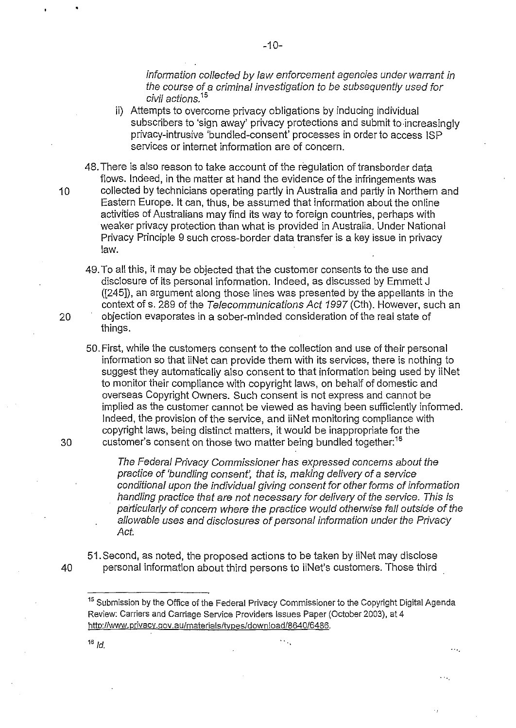*information collected by law enforcement agencies under warrant in the course of a criminal investigation to be subsequently used for civil actions.*[15]

ii) Attempts to overcome privacy obligations by inducing individual subscribers to 'sign away' privacy protections and submit to increasingly privacy-intrusive 'bundled-consent' processes in order to access ISP services or internet information are of concern.

48. There is also reason to take account of the regulation of transborder data flows. Indeed, in the matter at hand the evidence of the infringements was collected by technicians operating partly in Australia and partly in Northern and Eastern Europe. It can, thus, be assumed that information about the online activities of Australians may find its way to foreign countries, perhaps with weaker privacy protection than what is provided in Australia. Under National Privacy Principle 9 such cross-border data transfer is a key issue in privacy law.

49. To all this, it may be objected that the customer consents to the use and disclosure of its personal information. Indeed, as discussed by Emmett J ([245]), an argument along those lines was presented by the appellants in the context of s. 289 of the *Telecommunications Act 1997* (Cth). However, such an objection evaporates in a sober-minded consideration of the real state of things.

50. First, while the customers consent to the collection and use of their personal information so that iiNet can provide them with its services, there is nothing to suggest they automatically also consent to that information being used by iiNet to monitor their compliance with copyright laws, on behalf of domestic and overseas Copyright Owners. Such consent is not express and cannot be implied as the customer cannot be viewed as having been sufficiently informed. Indeed, the provision of the service, and iiNet monitoring compliance with copyright laws, being distinct matters, it would be inappropriate for the customer's consent on those two matter being bundled together:[16]

> *The Federal Privacy Commissioner has expressed concerns about the practice of 'bundling consent', that is, making delivery of a service conditional upon the individual giving consent for other forms of information handling practice that are not necessary for delivery of the service. This is particularly of concern where the practice would otherwise fall outside of the allowable uses and disclosures of personal information under the Privacy Act.*

51. Second, as noted, the proposed actions to be taken by iiNet may disclose personal information about third persons to iiNet's customers. Those third

---

[15] Submission by the Office of the Federal Privacy Commissioner to the Copyright Digital Agenda Review: Carriers and Carriage Service Providers Issues Paper (October 2003), at 4 http://www.privacy.gov.au/materials/types/download/8640/6486.

[16] *Id.*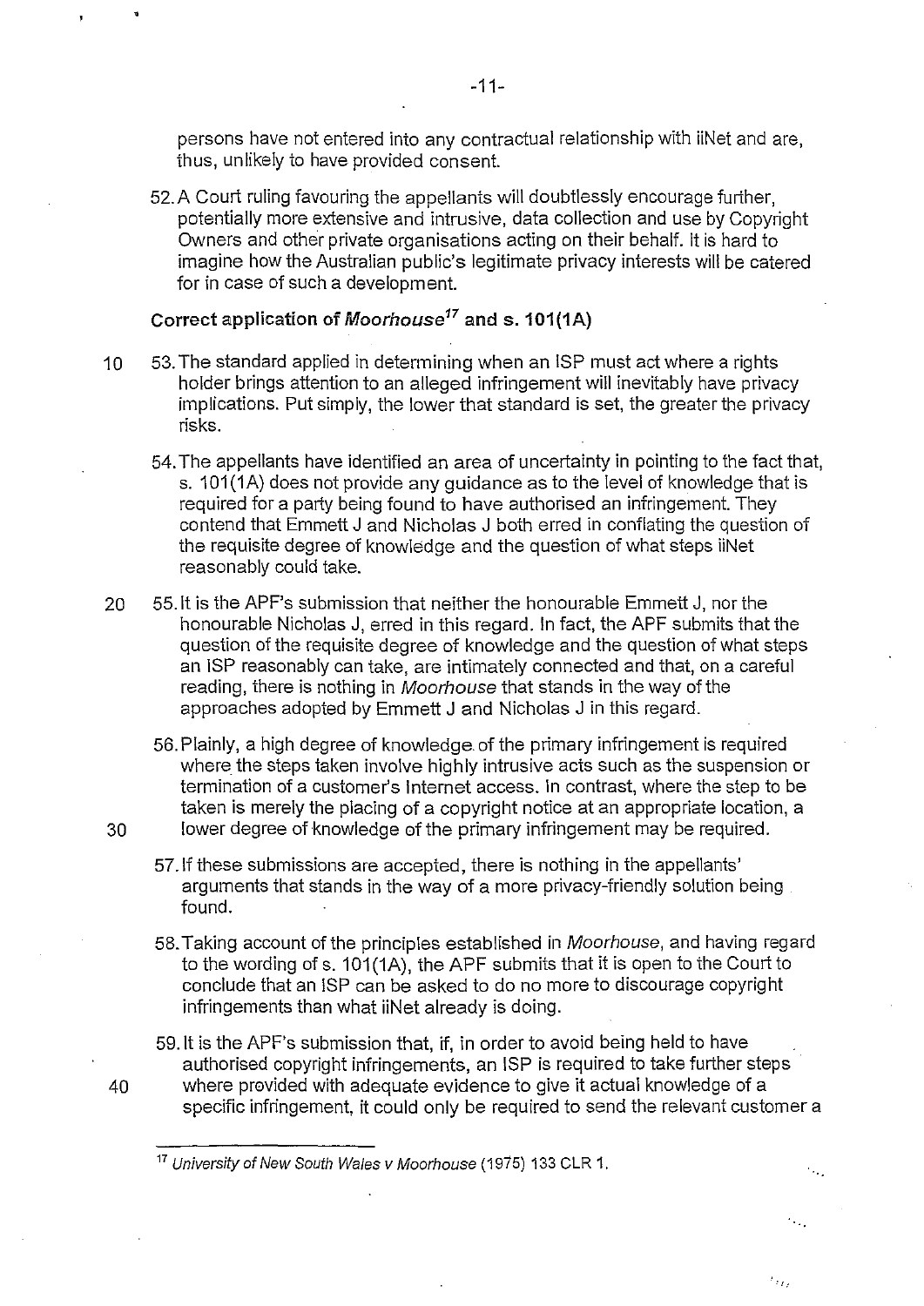persons have not entered into any contractual relationship with iiNet and are, thus, unlikely to have provided consent.

52. A Court ruling favouring the appellants will doubtlessly encourage further, potentially more extensive and intrusive, data collection and use by Copyright Owners and other private organisations acting on their behalf. It is hard to imagine how the Australian public's legitimate privacy interests will be catered for in case of such a development.

**Correct application of *Moorhouse*[17] and s. 101(1A)**

53. The standard applied in determining when an ISP must act where a rights holder brings attention to an alleged infringement will inevitably have privacy implications. Put simply, the lower that standard is set, the greater the privacy risks.

54. The appellants have identified an area of uncertainty in pointing to the fact that, s. 101(1A) does not provide any guidance as to the level of knowledge that is required for a party being found to have authorised an infringement. They contend that Emmett J and Nicholas J both erred in conflating the question of the requisite degree of knowledge and the question of what steps iiNet reasonably could take.

55. It is the APF's submission that neither the honourable Emmett J, nor the honourable Nicholas J, erred in this regard. In fact, the APF submits that the question of the requisite degree of knowledge and the question of what steps an ISP reasonably can take, are intimately connected and that, on a careful reading, there is nothing in *Moorhouse* that stands in the way of the approaches adopted by Emmett J and Nicholas J in this regard.

56. Plainly, a high degree of knowledge of the primary infringement is required where the steps taken involve highly intrusive acts such as the suspension or termination of a customer's Internet access. In contrast, where the step to be taken is merely the placing of a copyright notice at an appropriate location, a lower degree of knowledge of the primary infringement may be required.

57. If these submissions are accepted, there is nothing in the appellants' arguments that stands in the way of a more privacy-friendly solution being found.

58. Taking account of the principles established in *Moorhouse*, and having regard to the wording of s. 101(1A), the APF submits that it is open to the Court to conclude that an ISP can be asked to do no more to discourage copyright infringements than what iiNet already is doing.

59. It is the APF's submission that, if, in order to avoid being held to have authorised copyright infringements, an ISP is required to take further steps where provided with adequate evidence to give it actual knowledge of a specific infringement, it could only be required to send the relevant customer a

[17] *University of New South Wales v Moorhouse* (1975) 133 CLR 1.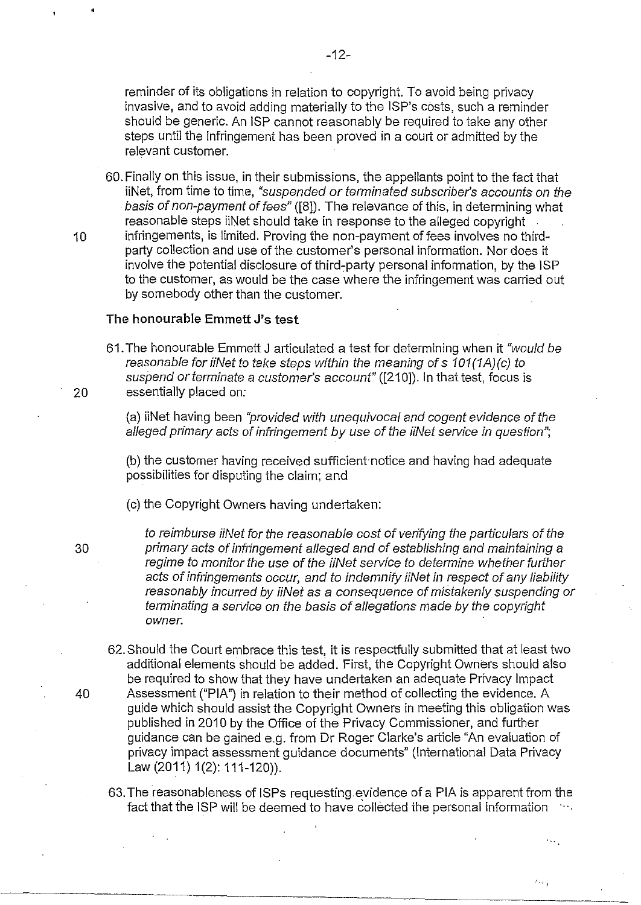reminder of its obligations in relation to copyright. To avoid being privacy invasive, and to avoid adding materially to the ISP's costs, such a reminder should be generic. An ISP cannot reasonably be required to take any other steps until the infringement has been proved in a court or admitted by the relevant customer.

60. Finally on this issue, in their submissions, the appellants point to the fact that iiNet, from time to time, *"suspended or terminated subscriber's accounts on the basis of non-payment of fees"* ([8]). The relevance of this, in determining what reasonable steps iiNet should take in response to the alleged copyright infringements, is limited. Proving the non-payment of fees involves no third-party collection and use of the customer's personal information. Nor does it involve the potential disclosure of third-party personal information, by the ISP to the customer, as would be the case where the infringement was carried out by somebody other than the customer.

**The honourable Emmett J's test**

61. The honourable Emmett J articulated a test for determining when it *"would be reasonable for iiNet to take steps within the meaning of s 101(1A)(c) to suspend or terminate a customer's account"* ([210]). In that test, focus is essentially placed on:

(a) iiNet having been *"provided with unequivocal and cogent evidence of the alleged primary acts of infringement by use of the iiNet service in question"*;

(b) the customer having received sufficient notice and having had adequate possibilities for disputing the claim; and

(c) the Copyright Owners having undertaken:

> *to reimburse iiNet for the reasonable cost of verifying the particulars of the primary acts of infringement alleged and of establishing and maintaining a regime to monitor the use of the iiNet service to determine whether further acts of infringements occur, and to indemnify iiNet in respect of any liability reasonably incurred by iiNet as a consequence of mistakenly suspending or terminating a service on the basis of allegations made by the copyright owner.*

62. Should the Court embrace this test, it is respectfully submitted that at least two additional elements should be added. First, the Copyright Owners should also be required to show that they have undertaken an adequate Privacy Impact Assessment ("PIA") in relation to their method of collecting the evidence. A guide which should assist the Copyright Owners in meeting this obligation was published in 2010 by the Office of the Privacy Commissioner, and further guidance can be gained e.g. from Dr Roger Clarke's article "An evaluation of privacy impact assessment guidance documents" (International Data Privacy Law (2011) 1(2): 111-120)).

63. The reasonableness of ISPs requesting evidence of a PIA is apparent from the fact that the ISP will be deemed to have collected the personal information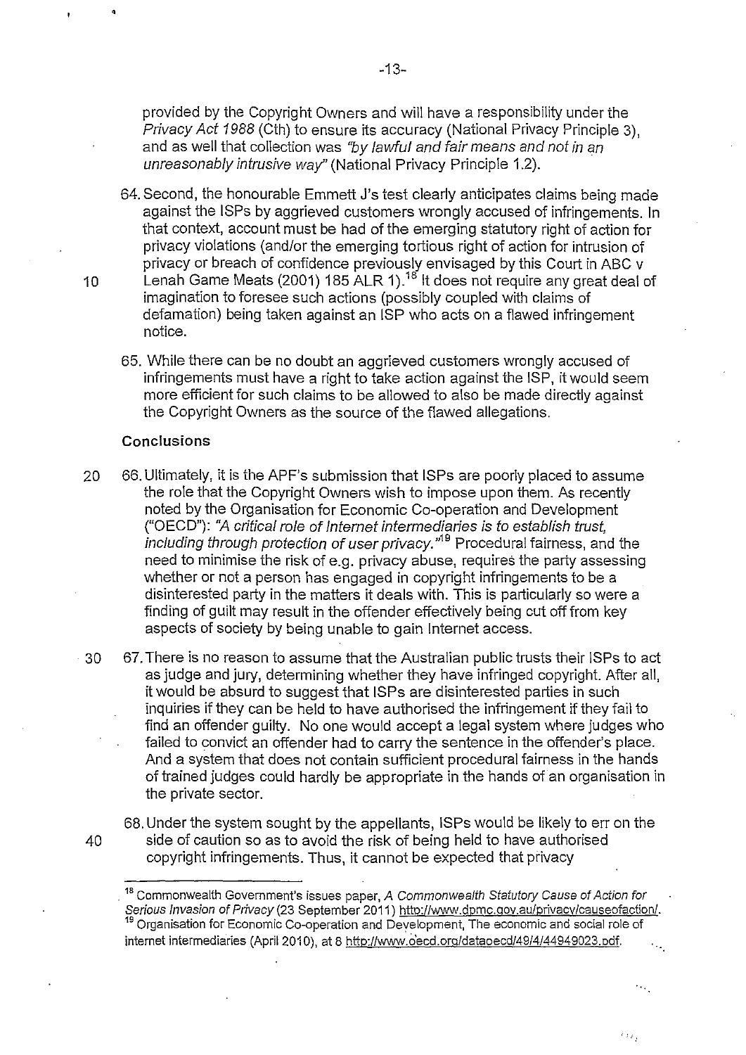provided by the Copyright Owners and will have a responsibility under the *Privacy Act 1988* (Cth) to ensure its accuracy (National Privacy Principle 3), and as well that collection was *"by lawful and fair means and not in an unreasonably intrusive way"* (National Privacy Principle 1.2).

64. Second, the honourable Emmett J's test clearly anticipates claims being made against the ISPs by aggrieved customers wrongly accused of infringements. In that context, account must be had of the emerging statutory right of action for privacy violations (and/or the emerging tortious right of action for intrusion of privacy or breach of confidence previously envisaged by this Court in ABC v Lenah Game Meats (2001) 185 ALR 1).[18] It does not require any great deal of imagination to foresee such actions (possibly coupled with claims of defamation) being taken against an ISP who acts on a flawed infringement notice.

65. While there can be no doubt an aggrieved customers wrongly accused of infringements must have a right to take action against the ISP, it would seem more efficient for such claims to be allowed to also be made directly against the Copyright Owners as the source of the flawed allegations.

**Conclusions**

66. Ultimately, it is the APF's submission that ISPs are poorly placed to assume the role that the Copyright Owners wish to impose upon them. As recently noted by the Organisation for Economic Co-operation and Development ("OECD"): *"A critical role of Internet intermediaries is to establish trust, including through protection of user privacy."*[19] Procedural fairness, and the need to minimise the risk of e.g. privacy abuse, requires the party assessing whether or not a person has engaged in copyright infringements to be a disinterested party in the matters it deals with. This is particularly so were a finding of guilt may result in the offender effectively being cut off from key aspects of society by being unable to gain Internet access.

67. There is no reason to assume that the Australian public trusts their ISPs to act as judge and jury, determining whether they have infringed copyright. After all, it would be absurd to suggest that ISPs are disinterested parties in such inquiries if they can be held to have authorised the infringement if they fail to find an offender guilty. No one would accept a legal system where judges who failed to convict an offender had to carry the sentence in the offender's place. And a system that does not contain sufficient procedural fairness in the hands of trained judges could hardly be appropriate in the hands of an organisation in the private sector.

68. Under the system sought by the appellants, ISPs would be likely to err on the side of caution so as to avoid the risk of being held to have authorised copyright infringements. Thus, it cannot be expected that privacy

---

[18] Commonwealth Government's issues paper, *A Commonwealth Statutory Cause of Action for Serious Invasion of Privacy* (23 September 2011) http://www.dpmc.gov.au/privacy/causeofaction/.

[19] Organisation for Economic Co-operation and Development, The economic and social role of internet intermediaries (April 2010), at 8 http://www.oecd.org/dataoecd/49/4/44949023.pdf.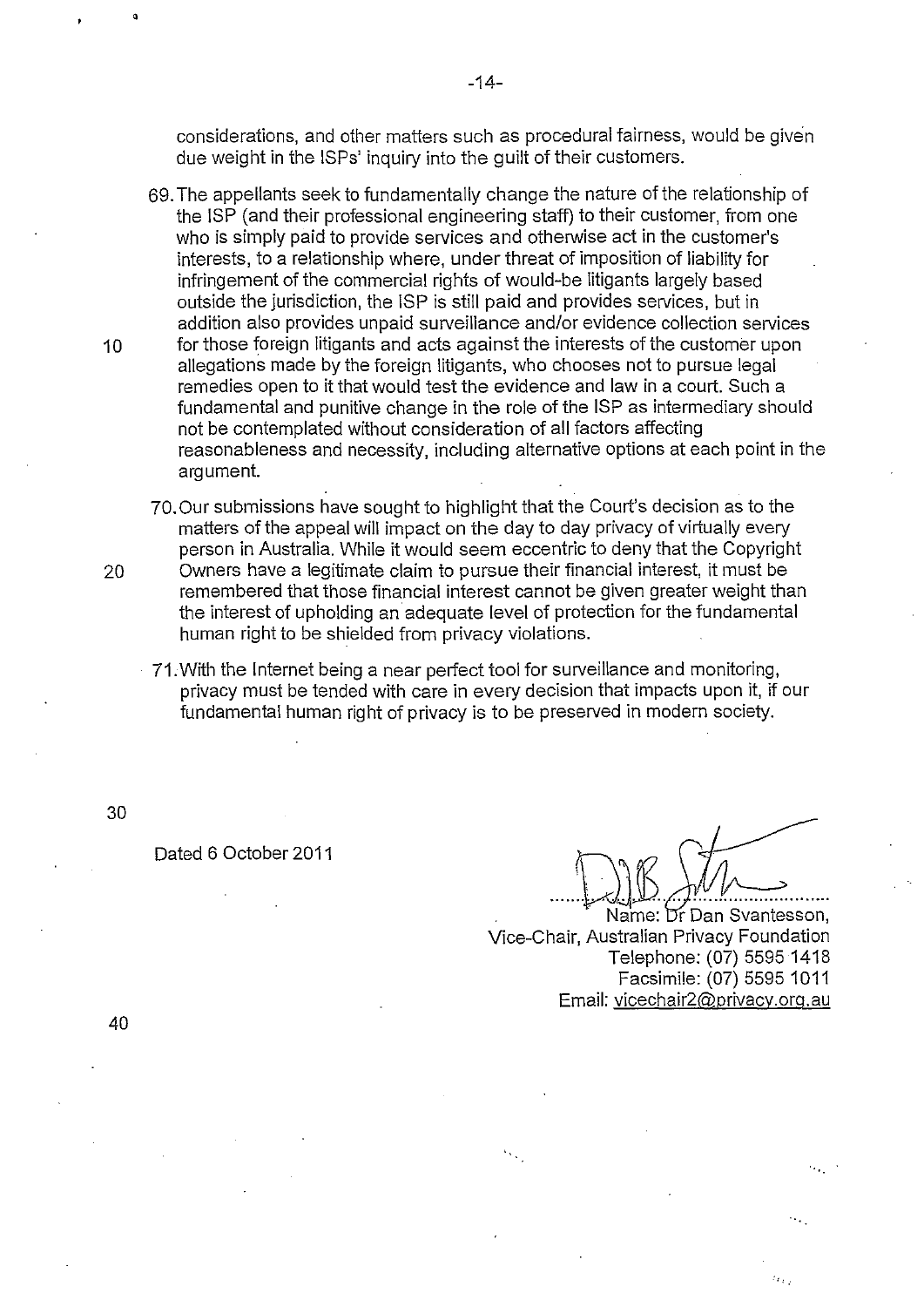considerations, and other matters such as procedural fairness, would be given due weight in the ISPs' inquiry into the guilt of their customers.

69. The appellants seek to fundamentally change the nature of the relationship of the ISP (and their professional engineering staff) to their customer, from one who is simply paid to provide services and otherwise act in the customer's interests, to a relationship where, under threat of imposition of liability for infringement of the commercial rights of would-be litigants largely based outside the jurisdiction, the ISP is still paid and provides services, but in addition also provides unpaid surveillance and/or evidence collection services for those foreign litigants and acts against the interests of the customer upon allegations made by the foreign litigants, who chooses not to pursue legal remedies open to it that would test the evidence and law in a court. Such a fundamental and punitive change in the role of the ISP as intermediary should not be contemplated without consideration of all factors affecting reasonableness and necessity, including alternative options at each point in the argument.

70. Our submissions have sought to highlight that the Court's decision as to the matters of the appeal will impact on the day to day privacy of virtually every person in Australia. While it would seem eccentric to deny that the Copyright Owners have a legitimate claim to pursue their financial interest, it must be remembered that those financial interest cannot be given greater weight than the interest of upholding an adequate level of protection for the fundamental human right to be shielded from privacy violations.

71. With the Internet being a near perfect tool for surveillance and monitoring, privacy must be tended with care in every decision that impacts upon it, if our fundamental human right of privacy is to be preserved in modern society.

Dated 6 October 2011

Name: Dr Dan Svantesson,
Vice-Chair, Australian Privacy Foundation
Telephone: (07) 5595 1418
Facsimile: (07) 5595 1011
Email: vicechair2@privacy.org.au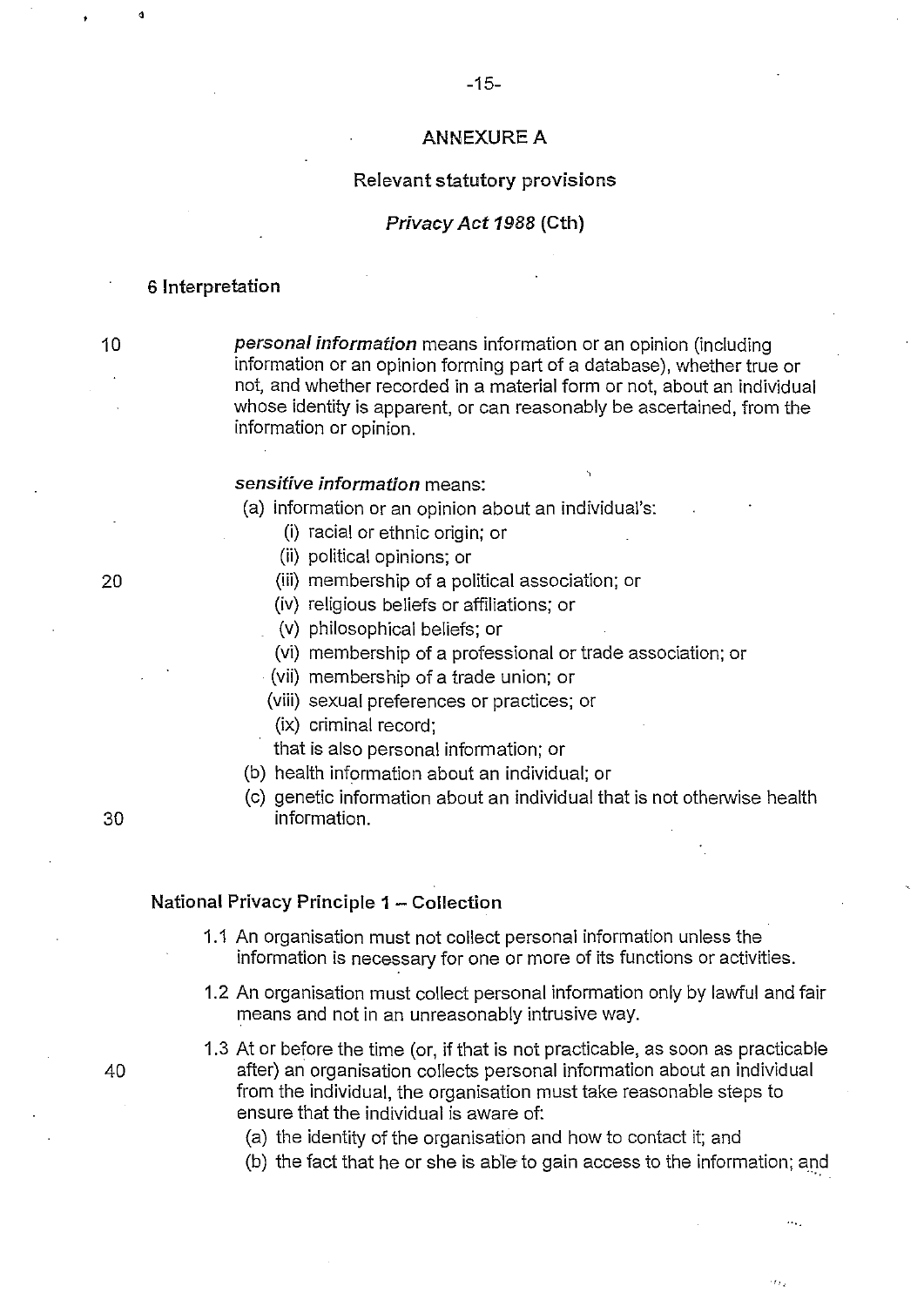# ANNEXURE A

## Relevant statutory provisions

### *Privacy Act 1988* (Cth)

**6 Interpretation**

***personal information*** means information or an opinion (including information or an opinion forming part of a database), whether true or not, and whether recorded in a material form or not, about an individual whose identity is apparent, or can reasonably be ascertained, from the information or opinion.

***sensitive information*** means:

(a) information or an opinion about an individual's:

- (i) racial or ethnic origin; or
- (ii) political opinions; or
- (iii) membership of a political association; or
- (iv) religious beliefs or affiliations; or
- (v) philosophical beliefs; or
- (vi) membership of a professional or trade association; or
- (vii) membership of a trade union; or
- (viii) sexual preferences or practices; or
- (ix) criminal record;

that is also personal information; or

(b) health information about an individual; or

(c) genetic information about an individual that is not otherwise health information.

**National Privacy Principle 1 – Collection**

1.1 An organisation must not collect personal information unless the information is necessary for one or more of its functions or activities.

1.2 An organisation must collect personal information only by lawful and fair means and not in an unreasonably intrusive way.

1.3 At or before the time (or, if that is not practicable, as soon as practicable after) an organisation collects personal information about an individual from the individual, the organisation must take reasonable steps to ensure that the individual is aware of:

- (a) the identity of the organisation and how to contact it; and
- (b) the fact that he or she is able to gain access to the information; and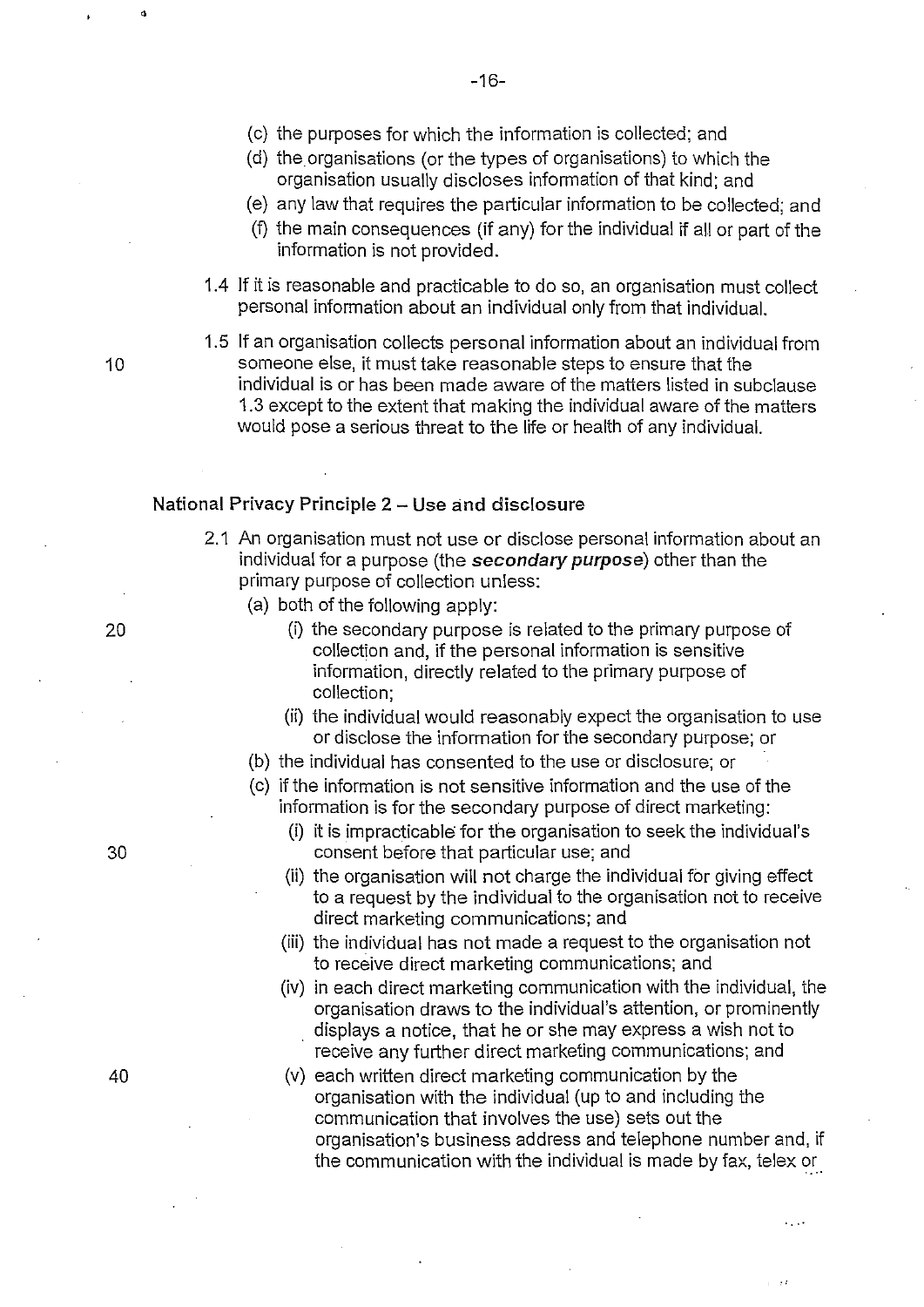(c) the purposes for which the information is collected; and

(d) the organisations (or the types of organisations) to which the organisation usually discloses information of that kind; and

(e) any law that requires the particular information to be collected; and

(f) the main consequences (if any) for the individual if all or part of the information is not provided.

1.4 If it is reasonable and practicable to do so, an organisation must collect personal information about an individual only from that individual.

1.5 If an organisation collects personal information about an individual from someone else, it must take reasonable steps to ensure that the individual is or has been made aware of the matters listed in subclause 1.3 except to the extent that making the individual aware of the matters would pose a serious threat to the life or health of any individual.

### National Privacy Principle 2 – Use and disclosure

2.1 An organisation must not use or disclose personal information about an individual for a purpose (the ***secondary purpose***) other than the primary purpose of collection unless:

(a) both of the following apply:

(i) the secondary purpose is related to the primary purpose of collection and, if the personal information is sensitive information, directly related to the primary purpose of collection;

(ii) the individual would reasonably expect the organisation to use or disclose the information for the secondary purpose; or

(b) the individual has consented to the use or disclosure; or

(c) if the information is not sensitive information and the use of the information is for the secondary purpose of direct marketing:

(i) it is impracticable for the organisation to seek the individual's consent before that particular use; and

(ii) the organisation will not charge the individual for giving effect to a request by the individual to the organisation not to receive direct marketing communications; and

(iii) the individual has not made a request to the organisation not to receive direct marketing communications; and

(iv) in each direct marketing communication with the individual, the organisation draws to the individual's attention, or prominently displays a notice, that he or she may express a wish not to receive any further direct marketing communications; and

(v) each written direct marketing communication by the organisation with the individual (up to and including the communication that involves the use) sets out the organisation's business address and telephone number and, if the communication with the individual is made by fax, telex or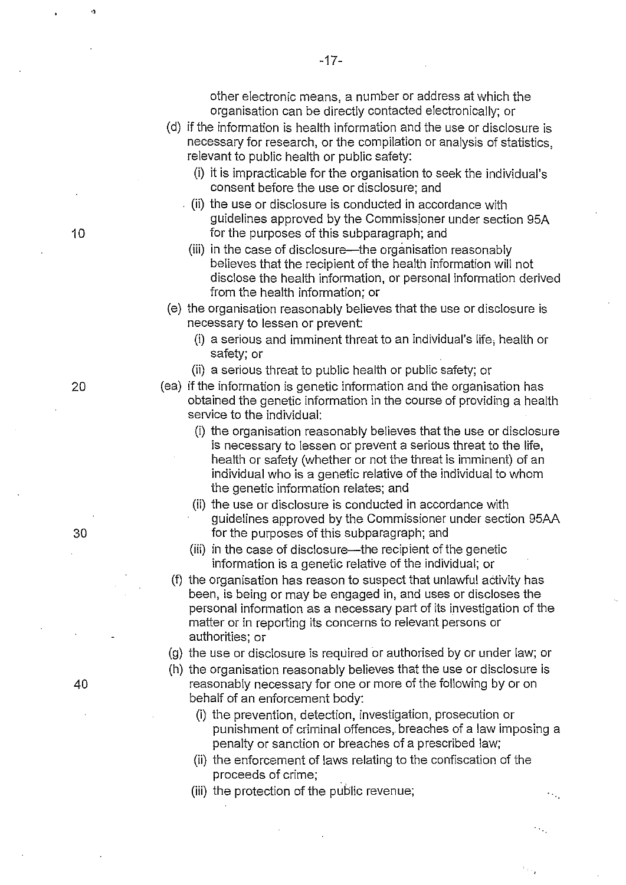other electronic means, a number or address at which the organisation can be directly contacted electronically; or

(d) if the information is health information and the use or disclosure is necessary for research, or the compilation or analysis of statistics, relevant to public health or public safety:

  (i) it is impracticable for the organisation to seek the individual's consent before the use or disclosure; and

  (ii) the use or disclosure is conducted in accordance with guidelines approved by the Commissioner under section 95A for the purposes of this subparagraph; and

  (iii) in the case of disclosure—the organisation reasonably believes that the recipient of the health information will not disclose the health information, or personal information derived from the health information; or

(e) the organisation reasonably believes that the use or disclosure is necessary to lessen or prevent:

  (i) a serious and imminent threat to an individual's life, health or safety; or

  (ii) a serious threat to public health or public safety; or

(ea) if the information is genetic information and the organisation has obtained the genetic information in the course of providing a health service to the individual:

  (i) the organisation reasonably believes that the use or disclosure is necessary to lessen or prevent a serious threat to the life, health or safety (whether or not the threat is imminent) of an individual who is a genetic relative of the individual to whom the genetic information relates; and

  (ii) the use or disclosure is conducted in accordance with guidelines approved by the Commissioner under section 95AA for the purposes of this subparagraph; and

  (iii) in the case of disclosure—the recipient of the genetic information is a genetic relative of the individual; or

(f) the organisation has reason to suspect that unlawful activity has been, is being or may be engaged in, and uses or discloses the personal information as a necessary part of its investigation of the matter or in reporting its concerns to relevant persons or authorities; or

(g) the use or disclosure is required or authorised by or under law; or

(h) the organisation reasonably believes that the use or disclosure is reasonably necessary for one or more of the following by or on behalf of an enforcement body:

  (i) the prevention, detection, investigation, prosecution or punishment of criminal offences, breaches of a law imposing a penalty or sanction or breaches of a prescribed law;

  (ii) the enforcement of laws relating to the confiscation of the proceeds of crime;

  (iii) the protection of the public revenue;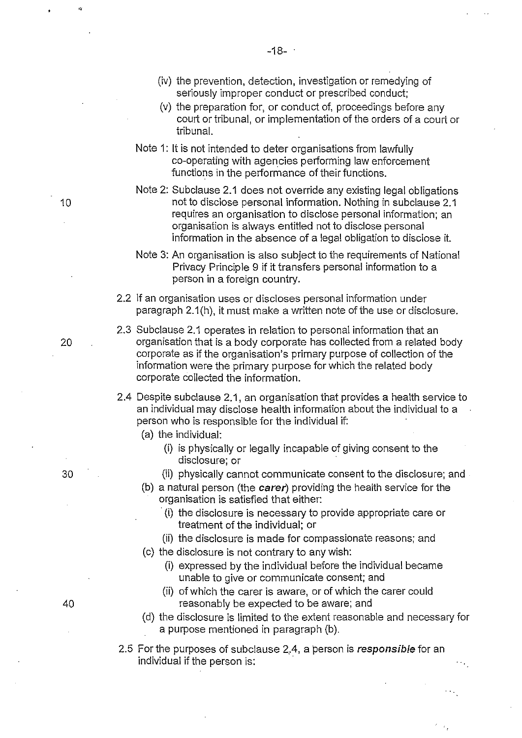(iv) the prevention, detection, investigation or remedying of seriously improper conduct or prescribed conduct;

(v) the preparation for, or conduct of, proceedings before any court or tribunal, or implementation of the orders of a court or tribunal.

Note 1: It is not intended to deter organisations from lawfully co-operating with agencies performing law enforcement functions in the performance of their functions.

Note 2: Subclause 2.1 does not override any existing legal obligations not to disclose personal information. Nothing in subclause 2.1 requires an organisation to disclose personal information; an organisation is always entitled not to disclose personal information in the absence of a legal obligation to disclose it.

Note 3: An organisation is also subject to the requirements of National Privacy Principle 9 if it transfers personal information to a person in a foreign country.

2.2 If an organisation uses or discloses personal information under paragraph 2.1(h), it must make a written note of the use or disclosure.

2.3 Subclause 2.1 operates in relation to personal information that an organisation that is a body corporate has collected from a related body corporate as if the organisation's primary purpose of collection of the information were the primary purpose for which the related body corporate collected the information.

2.4 Despite subclause 2.1, an organisation that provides a health service to an individual may disclose health information about the individual to a person who is responsible for the individual if:

(a) the individual:

(i) is physically or legally incapable of giving consent to the disclosure; or

(ii) physically cannot communicate consent to the disclosure; and

(b) a natural person (the ***carer***) providing the health service for the organisation is satisfied that either:

(i) the disclosure is necessary to provide appropriate care or treatment of the individual; or

(ii) the disclosure is made for compassionate reasons; and

(c) the disclosure is not contrary to any wish:

(i) expressed by the individual before the individual became unable to give or communicate consent; and

(ii) of which the carer is aware, or of which the carer could reasonably be expected to be aware; and

(d) the disclosure is limited to the extent reasonable and necessary for a purpose mentioned in paragraph (b).

2.5 For the purposes of subclause 2.4, a person is ***responsible*** for an individual if the person is: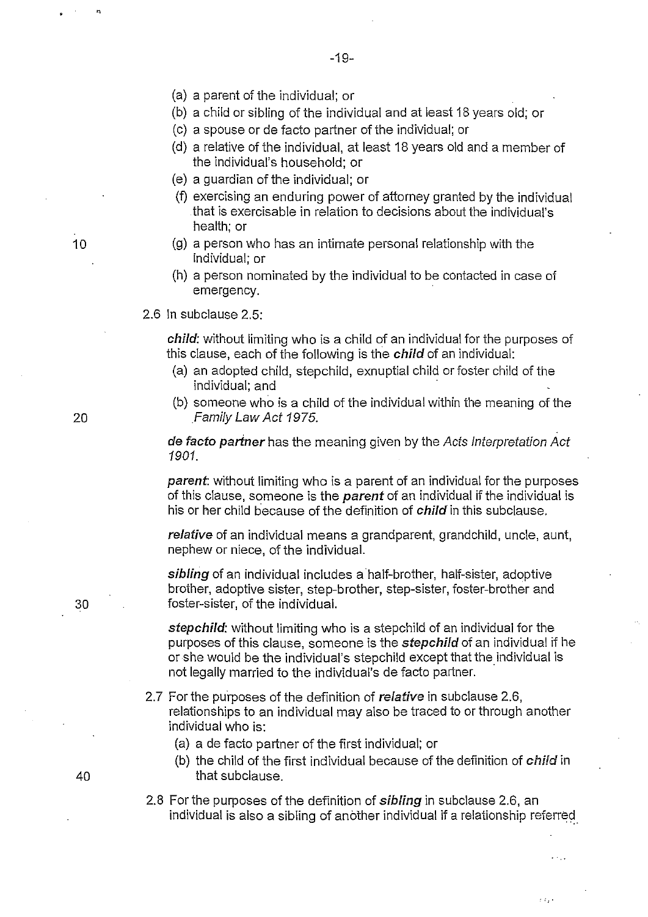(a) a parent of the individual; or
(b) a child or sibling of the individual and at least 18 years old; or
(c) a spouse or de facto partner of the individual; or
(d) a relative of the individual, at least 18 years old and a member of the individual's household; or
(e) a guardian of the individual; or
(f) exercising an enduring power of attorney granted by the individual that is exercisable in relation to decisions about the individual's health; or
(g) a person who has an intimate personal relationship with the individual; or
(h) a person nominated by the individual to be contacted in case of emergency.

2.6 In subclause 2.5:

***child***: without limiting who is a child of an individual for the purposes of this clause, each of the following is the ***child*** of an individual:

(a) an adopted child, stepchild, exnuptial child or foster child of the individual; and
(b) someone who is a child of the individual within the meaning of the *Family Law Act 1975*.

***de facto partner*** has the meaning given by the *Acts Interpretation Act 1901*.

***parent***: without limiting who is a parent of an individual for the purposes of this clause, someone is the ***parent*** of an individual if the individual is his or her child because of the definition of ***child*** in this subclause.

***relative*** of an individual means a grandparent, grandchild, uncle, aunt, nephew or niece, of the individual.

***sibling*** of an individual includes a half-brother, half-sister, adoptive brother, adoptive sister, step-brother, step-sister, foster-brother and foster-sister, of the individual.

***stepchild***: without limiting who is a stepchild of an individual for the purposes of this clause, someone is the ***stepchild*** of an individual if he or she would be the individual's stepchild except that the individual is not legally married to the individual's de facto partner.

2.7 For the purposes of the definition of ***relative*** in subclause 2.6, relationships to an individual may also be traced to or through another individual who is:

(a) a de facto partner of the first individual; or
(b) the child of the first individual because of the definition of ***child*** in that subclause.

2.8 For the purposes of the definition of ***sibling*** in subclause 2.6, an individual is also a sibling of another individual if a relationship referred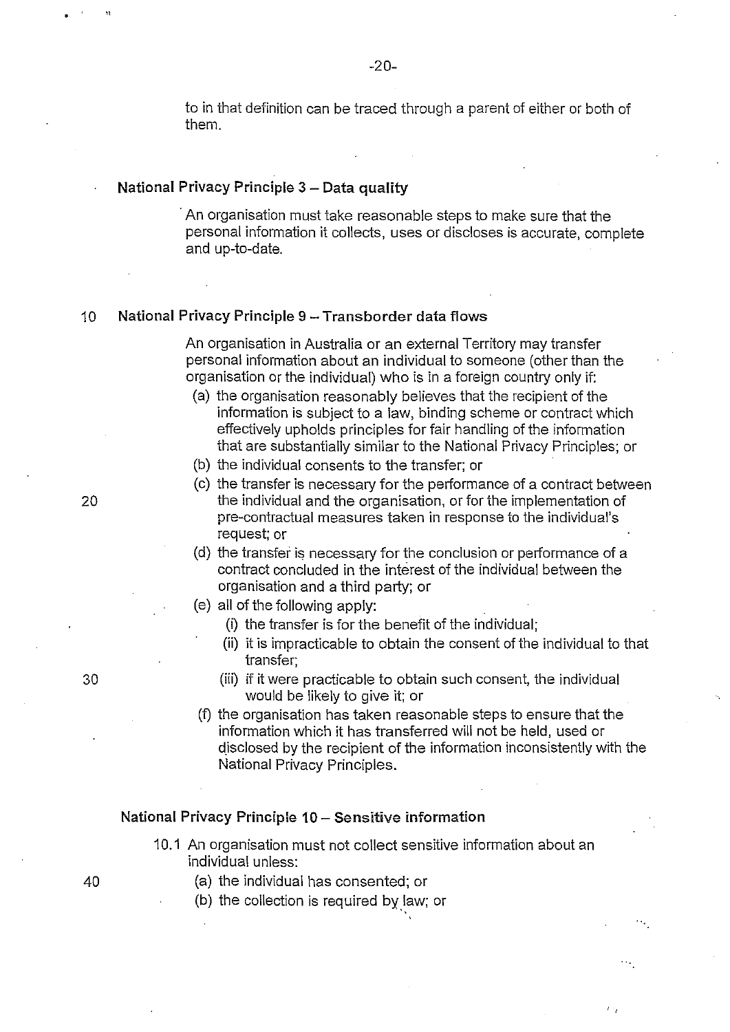to in that definition can be traced through a parent of either or both of them.

### National Privacy Principle 3 – Data quality

An organisation must take reasonable steps to make sure that the personal information it collects, uses or discloses is accurate, complete and up-to-date.

### National Privacy Principle 9 – Transborder data flows

An organisation in Australia or an external Territory may transfer personal information about an individual to someone (other than the organisation or the individual) who is in a foreign country only if:

(a) the organisation reasonably believes that the recipient of the information is subject to a law, binding scheme or contract which effectively upholds principles for fair handling of the information that are substantially similar to the National Privacy Principles; or

(b) the individual consents to the transfer; or

(c) the transfer is necessary for the performance of a contract between the individual and the organisation, or for the implementation of pre-contractual measures taken in response to the individual's request; or

(d) the transfer is necessary for the conclusion or performance of a contract concluded in the interest of the individual between the organisation and a third party; or

(e) all of the following apply:

  (i) the transfer is for the benefit of the individual;

  (ii) it is impracticable to obtain the consent of the individual to that transfer;

  (iii) if it were practicable to obtain such consent, the individual would be likely to give it; or

(f) the organisation has taken reasonable steps to ensure that the information which it has transferred will not be held, used or disclosed by the recipient of the information inconsistently with the National Privacy Principles.

### National Privacy Principle 10 – Sensitive information

10.1 An organisation must not collect sensitive information about an individual unless:

(a) the individual has consented; or

(b) the collection is required by law; or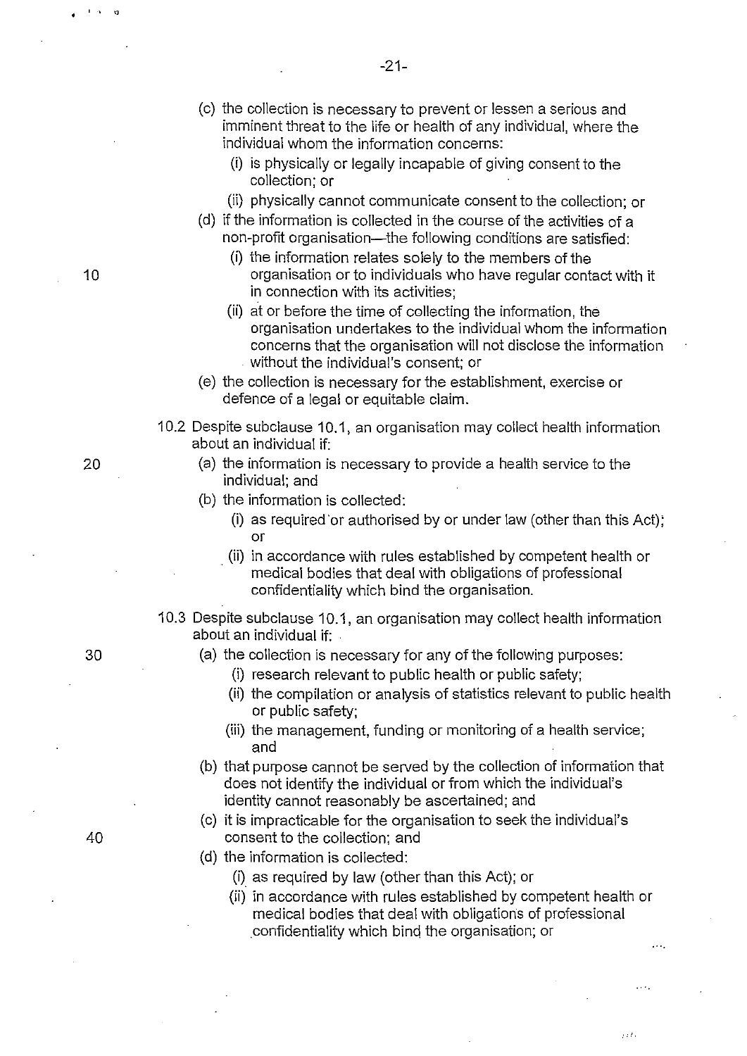(c) the collection is necessary to prevent or lessen a serious and imminent threat to the life or health of any individual, where the individual whom the information concerns:

   (i) is physically or legally incapable of giving consent to the collection; or

   (ii) physically cannot communicate consent to the collection; or

(d) if the information is collected in the course of the activities of a non-profit organisation—the following conditions are satisfied:

   (i) the information relates solely to the members of the organisation or to individuals who have regular contact with it in connection with its activities;

   (ii) at or before the time of collecting the information, the organisation undertakes to the individual whom the information concerns that the organisation will not disclose the information without the individual's consent; or

(e) the collection is necessary for the establishment, exercise or defence of a legal or equitable claim.

10.2 Despite subclause 10.1, an organisation may collect health information about an individual if:

(a) the information is necessary to provide a health service to the individual; and

(b) the information is collected:

   (i) as required or authorised by or under law (other than this Act); or

   (ii) in accordance with rules established by competent health or medical bodies that deal with obligations of professional confidentiality which bind the organisation.

10.3 Despite subclause 10.1, an organisation may collect health information about an individual if:

(a) the collection is necessary for any of the following purposes:

   (i) research relevant to public health or public safety;

   (ii) the compilation or analysis of statistics relevant to public health or public safety;

   (iii) the management, funding or monitoring of a health service; and

(b) that purpose cannot be served by the collection of information that does not identify the individual or from which the individual's identity cannot reasonably be ascertained; and

(c) it is impracticable for the organisation to seek the individual's consent to the collection; and

(d) the information is collected:

   (i) as required by law (other than this Act); or

   (ii) in accordance with rules established by competent health or medical bodies that deal with obligations of professional confidentiality which bind the organisation; or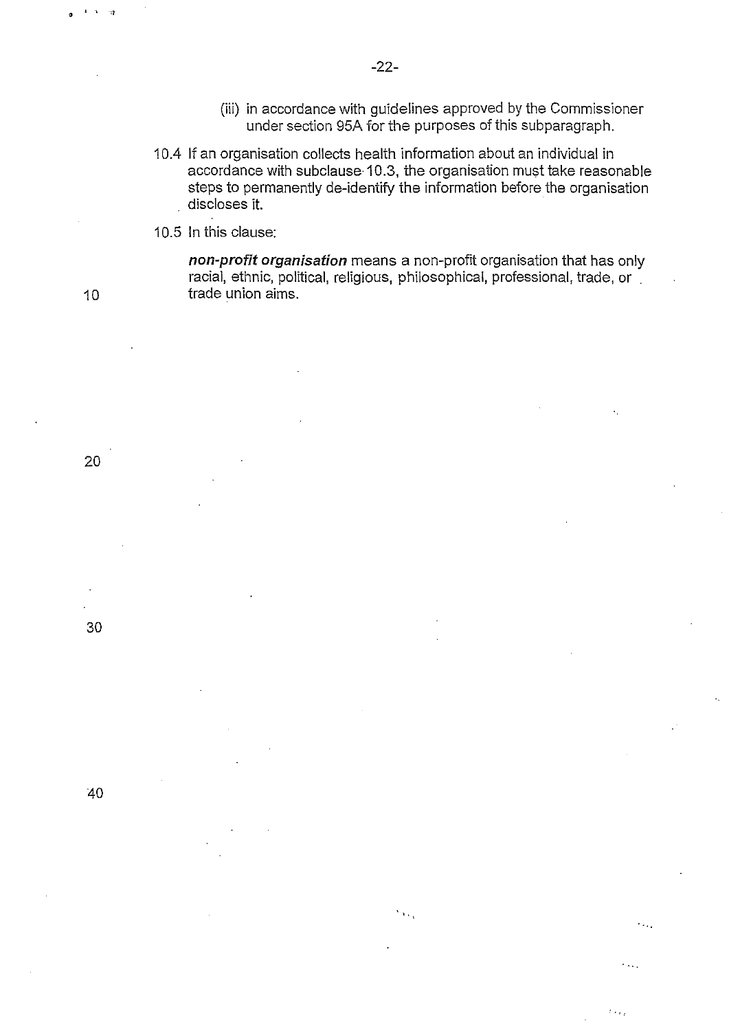(iii) in accordance with guidelines approved by the Commissioner under section 95A for the purposes of this subparagraph.

10.4 If an organisation collects health information about an individual in accordance with subclause 10.3, the organisation must take reasonable steps to permanently de-identify the information before the organisation discloses it.

10.5 In this clause:

***non-profit organisation*** means a non-profit organisation that has only racial, ethnic, political, religious, philosophical, professional, trade, or trade union aims.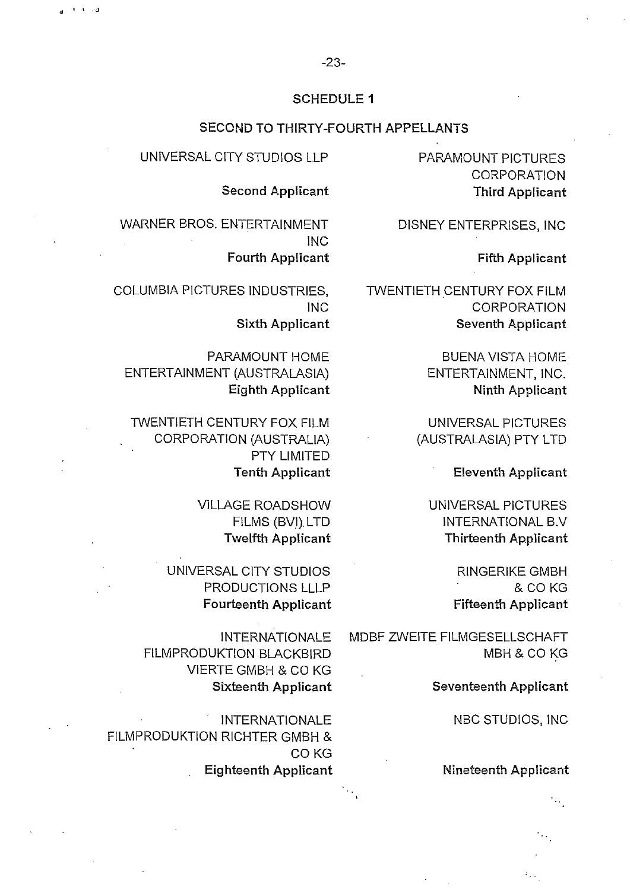## SCHEDULE 1

### SECOND TO THIRTY-FOURTH APPELLANTS

UNIVERSAL CITY STUDIOS LLP
**Second Applicant**

PARAMOUNT PICTURES CORPORATION
**Third Applicant**

WARNER BROS. ENTERTAINMENT INC
**Fourth Applicant**

DISNEY ENTERPRISES, INC
**Fifth Applicant**

COLUMBIA PICTURES INDUSTRIES, INC
**Sixth Applicant**

TWENTIETH CENTURY FOX FILM CORPORATION
**Seventh Applicant**

PARAMOUNT HOME ENTERTAINMENT (AUSTRALASIA)
**Eighth Applicant**

BUENA VISTA HOME ENTERTAINMENT, INC.
**Ninth Applicant**

TWENTIETH CENTURY FOX FILM CORPORATION (AUSTRALIA) PTY LIMITED
**Tenth Applicant**

UNIVERSAL PICTURES (AUSTRALASIA) PTY LTD
**Eleventh Applicant**

VILLAGE ROADSHOW FILMS (BVI) LTD
**Twelfth Applicant**

UNIVERSAL PICTURES INTERNATIONAL B.V
**Thirteenth Applicant**

UNIVERSAL CITY STUDIOS PRODUCTIONS LLLP
**Fourteenth Applicant**

RINGERIKE GMBH & CO KG
**Fifteenth Applicant**

INTERNATIONALE FILMPRODUKTION BLACKBIRD VIERTE GMBH & CO KG
**Sixteenth Applicant**

MDBF ZWEITE FILMGESELLSCHAFT MBH & CO KG
**Seventeenth Applicant**

INTERNATIONALE FILMPRODUKTION RICHTER GMBH & CO KG
**Eighteenth Applicant**

NBC STUDIOS, INC
**Nineteenth Applicant**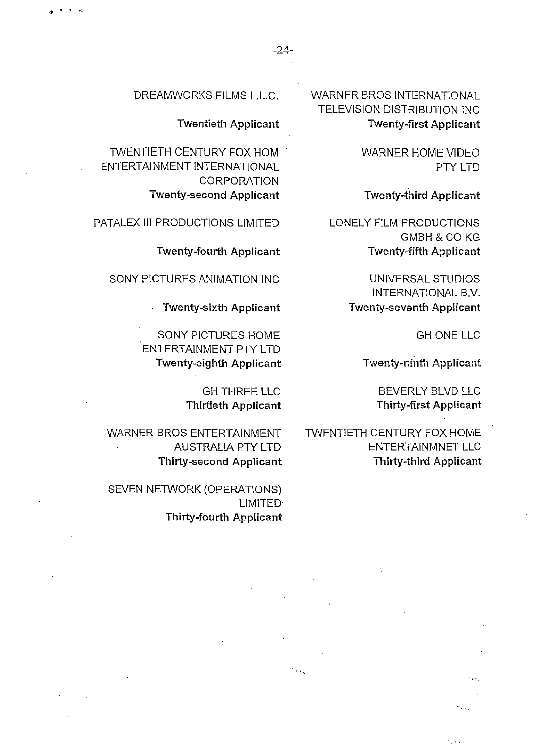DREAMWORKS FILMS L.L.C.

**Twentieth Applicant**

WARNER BROS INTERNATIONAL TELEVISION DISTRIBUTION INC

**Twenty-first Applicant**

TWENTIETH CENTURY FOX HOM ENTERTAINMENT INTERNATIONAL CORPORATION

**Twenty-second Applicant**

WARNER HOME VIDEO PTY LTD

**Twenty-third Applicant**

PATALEX III PRODUCTIONS LIMITED

**Twenty-fourth Applicant**

LONELY FILM PRODUCTIONS GMBH & CO KG

**Twenty-fifth Applicant**

SONY PICTURES ANIMATION INC

**Twenty-sixth Applicant**

UNIVERSAL STUDIOS INTERNATIONAL B.V.

**Twenty-seventh Applicant**

SONY PICTURES HOME ENTERTAINMENT PTY LTD

**Twenty-eighth Applicant**

GH ONE LLC

**Twenty-ninth Applicant**

GH THREE LLC

**Thirtieth Applicant**

BEVERLY BLVD LLC

**Thirty-first Applicant**

WARNER BROS ENTERTAINMENT AUSTRALIA PTY LTD

**Thirty-second Applicant**

TWENTIETH CENTURY FOX HOME ENTERTAINMNET LLC

**Thirty-third Applicant**

SEVEN NETWORK (OPERATIONS) LIMITED

**Thirty-fourth Applicant**